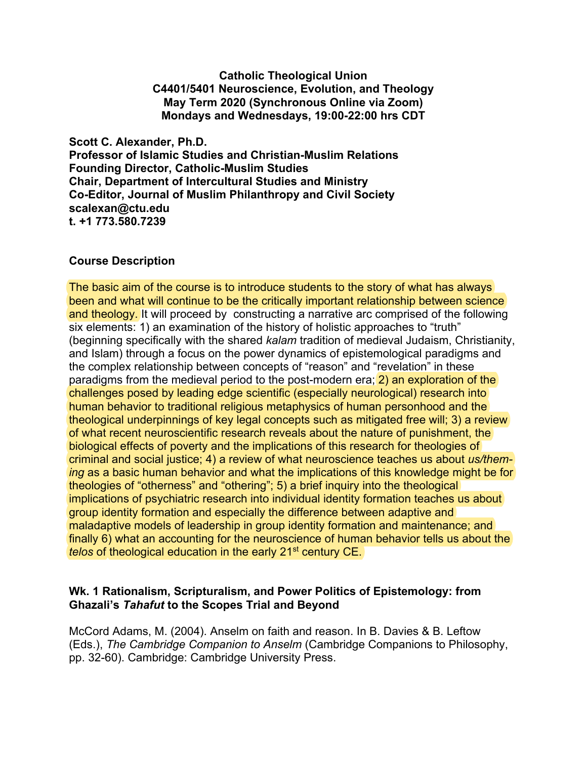**Catholic Theological Union**
**C4401/5401 Neuroscience, Evolution, and Theology**
**May Term 2020 (Synchronous Online via Zoom)**
**Mondays and Wednesdays, 19:00-22:00 hrs CDT**

**Scott C. Alexander, Ph.D.**
**Professor of Islamic Studies and Christian-Muslim Relations**
**Founding Director, Catholic-Muslim Studies**
**Chair, Department of Intercultural Studies and Ministry**
**Co-Editor, Journal of Muslim Philanthropy and Civil Society**
**scalexan@ctu.edu**
**t. +1 773.580.7239**

## Course Description

The basic aim of the course is to introduce students to the story of what has always been and what will continue to be the critically important relationship between science and theology. It will proceed by constructing a narrative arc comprised of the following six elements: 1) an examination of the history of holistic approaches to "truth" (beginning specifically with the shared *kalam* tradition of medieval Judaism, Christianity, and Islam) through a focus on the power dynamics of epistemological paradigms and the complex relationship between concepts of "reason" and "revelation" in these paradigms from the medieval period to the post-modern era; 2) an exploration of the challenges posed by leading edge scientific (especially neurological) research into human behavior to traditional religious metaphysics of human personhood and the theological underpinnings of key legal concepts such as mitigated free will; 3) a review of what recent neuroscientific research reveals about the nature of punishment, the biological effects of poverty and the implications of this research for theologies of criminal and social justice; 4) a review of what neuroscience teaches us about *us/them-ing* as a basic human behavior and what the implications of this knowledge might be for theologies of "otherness" and "othering"; 5) a brief inquiry into the theological implications of psychiatric research into individual identity formation teaches us about group identity formation and especially the difference between adaptive and maladaptive models of leadership in group identity formation and maintenance; and finally 6) what an accounting for the neuroscience of human behavior tells us about the *telos* of theological education in the early 21st century CE.

### Wk. 1 Rationalism, Scripturalism, and Power Politics of Epistemology: from Ghazali's *Tahafut* to the Scopes Trial and Beyond

McCord Adams, M. (2004). Anselm on faith and reason. In B. Davies & B. Leftow (Eds.), *The Cambridge Companion to Anselm* (Cambridge Companions to Philosophy, pp. 32-60). Cambridge: Cambridge University Press.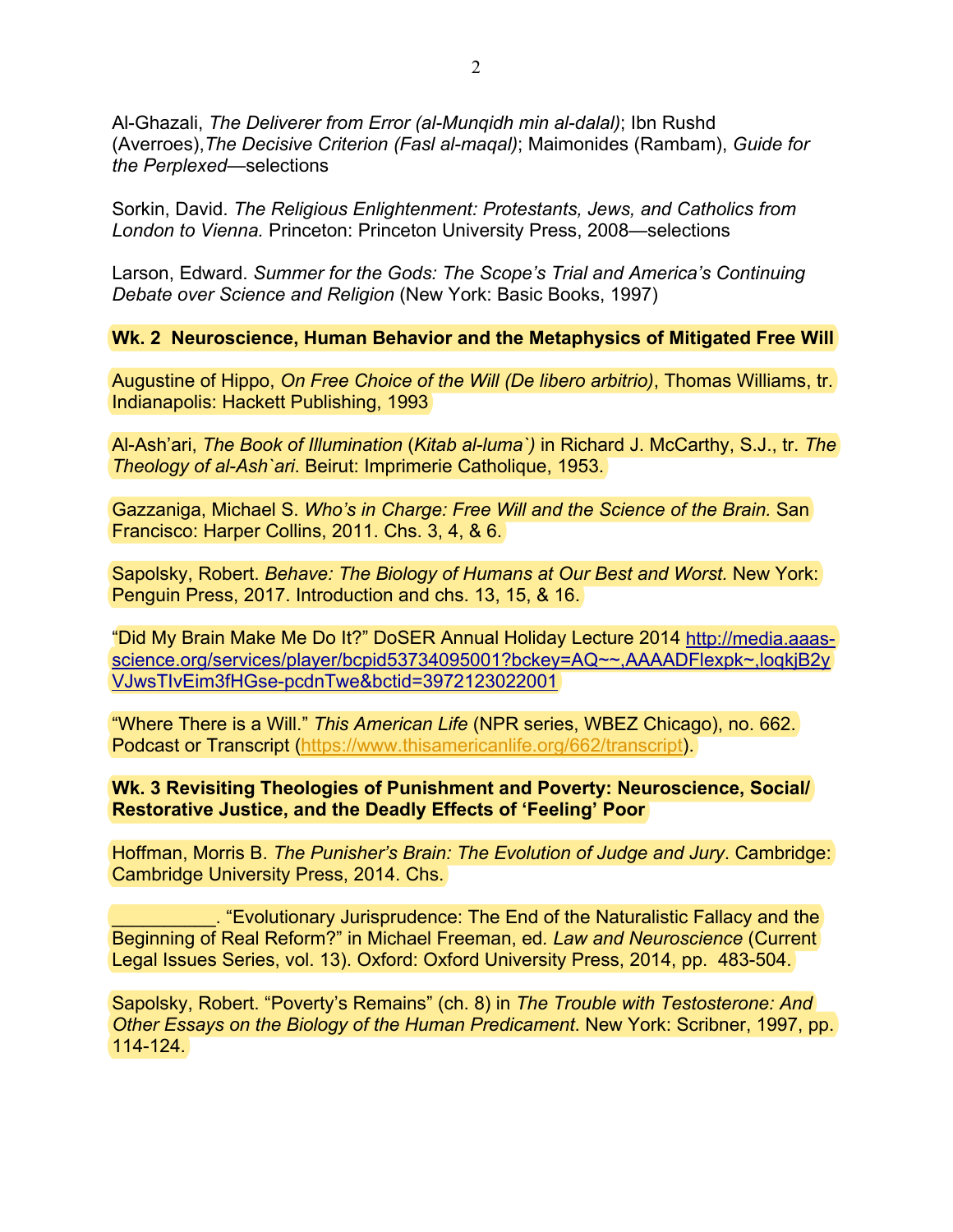Al-Ghazali, *The Deliverer from Error (al-Munqidh min al-dalal)*; Ibn Rushd (Averroes),*The Decisive Criterion (Fasl al-maqal)*; Maimonides (Rambam), *Guide for the Perplexed*—selections

Sorkin, David. *The Religious Enlightenment: Protestants, Jews, and Catholics from London to Vienna.* Princeton: Princeton University Press, 2008—selections

Larson, Edward. *Summer for the Gods: The Scope's Trial and America's Continuing Debate over Science and Religion* (New York: Basic Books, 1997)

**Wk. 2 Neuroscience, Human Behavior and the Metaphysics of Mitigated Free Will**

Augustine of Hippo, *On Free Choice of the Will (De libero arbitrio)*, Thomas Williams, tr. Indianapolis: Hackett Publishing, 1993

Al-Ash'ari, *The Book of Illumination* (*Kitab al-luma`)* in Richard J. McCarthy, S.J., tr. *The Theology of al-Ash`ari*. Beirut: Imprimerie Catholique, 1953.

Gazzaniga, Michael S. *Who's in Charge: Free Will and the Science of the Brain.* San Francisco: Harper Collins, 2011. Chs. 3, 4, & 6.

Sapolsky, Robert. *Behave: The Biology of Humans at Our Best and Worst.* New York: Penguin Press, 2017. Introduction and chs. 13, 15, & 16.

"Did My Brain Make Me Do It?" DoSER Annual Holiday Lecture 2014 http://media.aaas-science.org/services/player/bcpid53734095001?bckey=AQ~~,AAAADFlexpk~,loqkjB2yVJwsTIvEim3fHGse-pcdnTwe&bctid=3972123022001

"Where There is a Will." *This American Life* (NPR series, WBEZ Chicago), no. 662. Podcast or Transcript (https://www.thisamericanlife.org/662/transcript).

**Wk. 3 Revisiting Theologies of Punishment and Poverty: Neuroscience, Social/ Restorative Justice, and the Deadly Effects of 'Feeling' Poor**

Hoffman, Morris B. *The Punisher's Brain: The Evolution of Judge and Jury*. Cambridge: Cambridge University Press, 2014. Chs.

__________. "Evolutionary Jurisprudence: The End of the Naturalistic Fallacy and the Beginning of Real Reform?" in Michael Freeman, ed. *Law and Neuroscience* (Current Legal Issues Series, vol. 13). Oxford: Oxford University Press, 2014, pp. 483-504.

Sapolsky, Robert. "Poverty's Remains" (ch. 8) in *The Trouble with Testosterone: And Other Essays on the Biology of the Human Predicament*. New York: Scribner, 1997, pp. 114-124.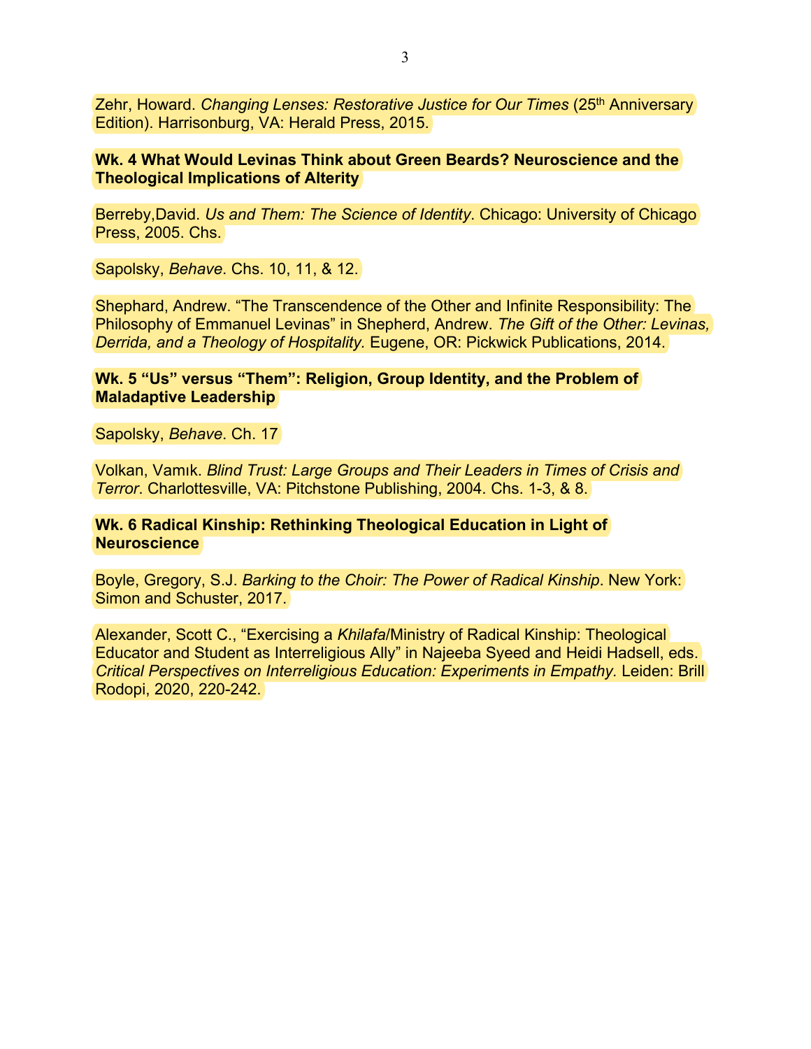Zehr, Howard. *Changing Lenses: Restorative Justice for Our Times* (25th Anniversary Edition). Harrisonburg, VA: Herald Press, 2015.

**Wk. 4 What Would Levinas Think about Green Beards? Neuroscience and the Theological Implications of Alterity**

Berreby,David. *Us and Them: The Science of Identity*. Chicago: University of Chicago Press, 2005. Chs.

Sapolsky, *Behave*. Chs. 10, 11, & 12.

Shephard, Andrew. "The Transcendence of the Other and Infinite Responsibility: The Philosophy of Emmanuel Levinas" in Shepherd, Andrew. *The Gift of the Other: Levinas, Derrida, and a Theology of Hospitality.* Eugene, OR: Pickwick Publications, 2014.

**Wk. 5 "Us" versus "Them": Religion, Group Identity, and the Problem of Maladaptive Leadership**

Sapolsky, *Behave*. Ch. 17

Volkan, Vamık. *Blind Trust: Large Groups and Their Leaders in Times of Crisis and Terror*. Charlottesville, VA: Pitchstone Publishing, 2004. Chs. 1-3, & 8.

**Wk. 6 Radical Kinship: Rethinking Theological Education in Light of Neuroscience**

Boyle, Gregory, S.J. *Barking to the Choir: The Power of Radical Kinship*. New York: Simon and Schuster, 2017.

Alexander, Scott C., "Exercising a *Khilafa*/Ministry of Radical Kinship: Theological Educator and Student as Interreligious Ally" in Najeeba Syeed and Heidi Hadsell, eds. *Critical Perspectives on Interreligious Education: Experiments in Empathy*. Leiden: Brill Rodopi, 2020, 220-242.